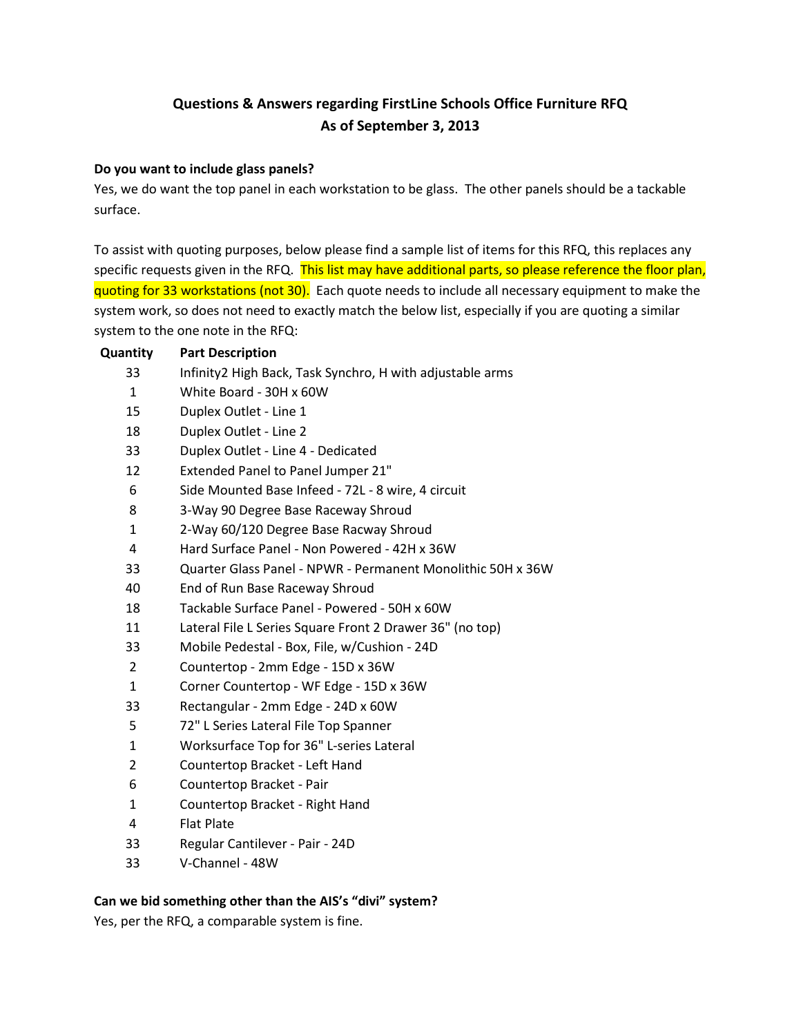## Questions & Answers regarding FirstLine Schools Office Furniture RFQ
## As of September 3, 2013

**Do you want to include glass panels?**

Yes, we do want the top panel in each workstation to be glass. The other panels should be a tackable surface.

To assist with quoting purposes, below please find a sample list of items for this RFQ, this replaces any specific requests given in the RFQ. This list may have additional parts, so please reference the floor plan, quoting for 33 workstations (not 30). Each quote needs to include all necessary equipment to make the system work, so does not need to exactly match the below list, especially if you are quoting a similar system to the one note in the RFQ:

| Quantity | Part Description |
| --- | --- |
| 33 | Infinity2 High Back, Task Synchro, H with adjustable arms |
| 1 | White Board - 30H x 60W |
| 15 | Duplex Outlet - Line 1 |
| 18 | Duplex Outlet - Line 2 |
| 33 | Duplex Outlet - Line 4 - Dedicated |
| 12 | Extended Panel to Panel Jumper 21" |
| 6 | Side Mounted Base Infeed - 72L - 8 wire, 4 circuit |
| 8 | 3-Way 90 Degree Base Raceway Shroud |
| 1 | 2-Way 60/120 Degree Base Racway Shroud |
| 4 | Hard Surface Panel - Non Powered - 42H x 36W |
| 33 | Quarter Glass Panel - NPWR - Permanent Monolithic 50H x 36W |
| 40 | End of Run Base Raceway Shroud |
| 18 | Tackable Surface Panel - Powered - 50H x 60W |
| 11 | Lateral File L Series Square Front 2 Drawer 36" (no top) |
| 33 | Mobile Pedestal - Box, File, w/Cushion - 24D |
| 2 | Countertop - 2mm Edge - 15D x 36W |
| 1 | Corner Countertop - WF Edge - 15D x 36W |
| 33 | Rectangular - 2mm Edge - 24D x 60W |
| 5 | 72" L Series Lateral File Top Spanner |
| 1 | Worksurface Top for 36" L-series Lateral |
| 2 | Countertop Bracket - Left Hand |
| 6 | Countertop Bracket - Pair |
| 1 | Countertop Bracket - Right Hand |
| 4 | Flat Plate |
| 33 | Regular Cantilever - Pair - 24D |
| 33 | V-Channel - 48W |

**Can we bid something other than the AIS's "divi" system?**

Yes, per the RFQ, a comparable system is fine.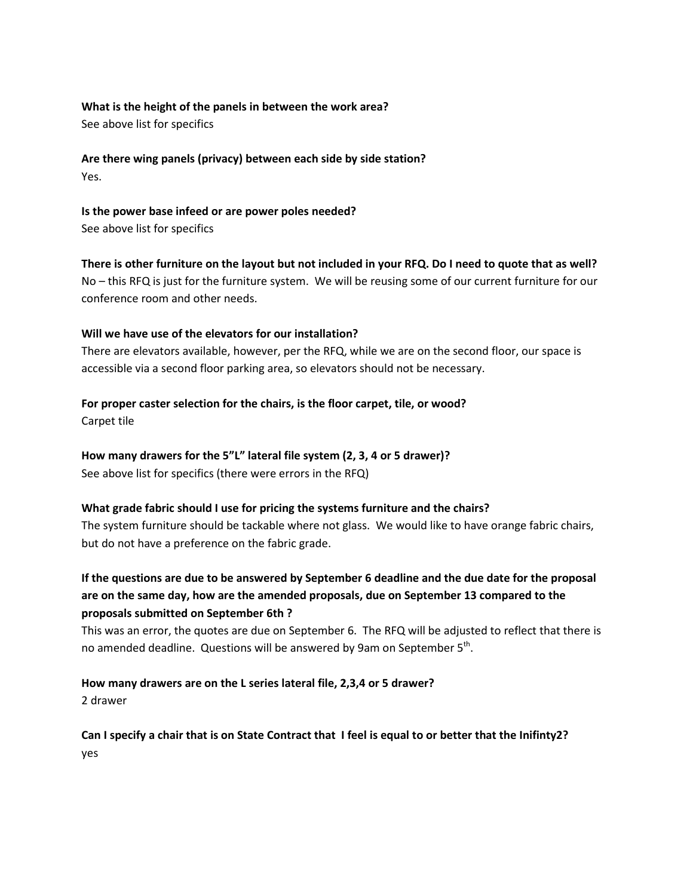**What is the height of the panels in between the work area?**

See above list for specifics

**Are there wing panels (privacy) between each side by side station?**

Yes.

**Is the power base infeed or are power poles needed?**

See above list for specifics

**There is other furniture on the layout but not included in your RFQ. Do I need to quote that as well?**

No – this RFQ is just for the furniture system. We will be reusing some of our current furniture for our conference room and other needs.

**Will we have use of the elevators for our installation?**

There are elevators available, however, per the RFQ, while we are on the second floor, our space is accessible via a second floor parking area, so elevators should not be necessary.

**For proper caster selection for the chairs, is the floor carpet, tile, or wood?**

Carpet tile

**How many drawers for the 5"L" lateral file system (2, 3, 4 or 5 drawer)?**

See above list for specifics (there were errors in the RFQ)

**What grade fabric should I use for pricing the systems furniture and the chairs?**

The system furniture should be tackable where not glass. We would like to have orange fabric chairs, but do not have a preference on the fabric grade.

**If the questions are due to be answered by September 6 deadline and the due date for the proposal are on the same day, how are the amended proposals, due on September 13 compared to the proposals submitted on September 6th ?**

This was an error, the quotes are due on September 6. The RFQ will be adjusted to reflect that there is no amended deadline. Questions will be answered by 9am on September 5th.

**How many drawers are on the L series lateral file, 2,3,4 or 5 drawer?**

2 drawer

**Can I specify a chair that is on State Contract that I feel is equal to or better that the Inifinty2?**

yes